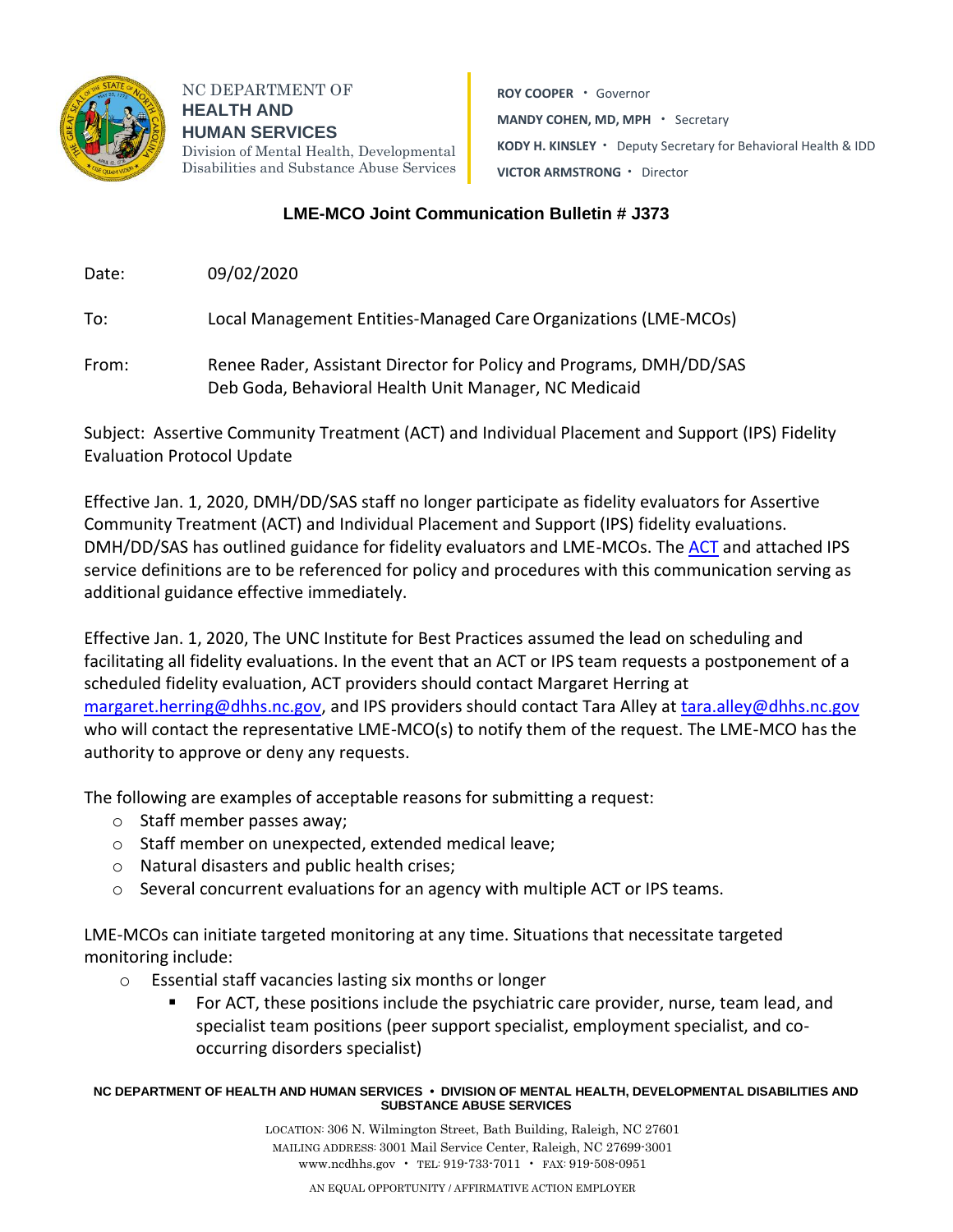NC DEPARTMENT OF
**HEALTH AND HUMAN SERVICES**
Division of Mental Health, Developmental Disabilities and Substance Abuse Services

**ROY COOPER** • Governor
**MANDY COHEN, MD, MPH** • Secretary
**KODY H. KINSLEY** • Deputy Secretary for Behavioral Health & IDD
**VICTOR ARMSTRONG** • Director

## LME-MCO Joint Communication Bulletin # J373

Date: 09/02/2020

To: Local Management Entities-Managed Care Organizations (LME-MCOs)

From: Renee Rader, Assistant Director for Policy and Programs, DMH/DD/SAS
Deb Goda, Behavioral Health Unit Manager, NC Medicaid

Subject: Assertive Community Treatment (ACT) and Individual Placement and Support (IPS) Fidelity Evaluation Protocol Update

Effective Jan. 1, 2020, DMH/DD/SAS staff no longer participate as fidelity evaluators for Assertive Community Treatment (ACT) and Individual Placement and Support (IPS) fidelity evaluations. DMH/DD/SAS has outlined guidance for fidelity evaluators and LME-MCOs. The ACT and attached IPS service definitions are to be referenced for policy and procedures with this communication serving as additional guidance effective immediately.

Effective Jan. 1, 2020, The UNC Institute for Best Practices assumed the lead on scheduling and facilitating all fidelity evaluations. In the event that an ACT or IPS team requests a postponement of a scheduled fidelity evaluation, ACT providers should contact Margaret Herring at margaret.herring@dhhs.nc.gov, and IPS providers should contact Tara Alley at tara.alley@dhhs.nc.gov who will contact the representative LME-MCO(s) to notify them of the request. The LME-MCO has the authority to approve or deny any requests.

The following are examples of acceptable reasons for submitting a request:

- Staff member passes away;
- Staff member on unexpected, extended medical leave;
- Natural disasters and public health crises;
- Several concurrent evaluations for an agency with multiple ACT or IPS teams.

LME-MCOs can initiate targeted monitoring at any time. Situations that necessitate targeted monitoring include:

- Essential staff vacancies lasting six months or longer
  - For ACT, these positions include the psychiatric care provider, nurse, team lead, and specialist team positions (peer support specialist, employment specialist, and co-occurring disorders specialist)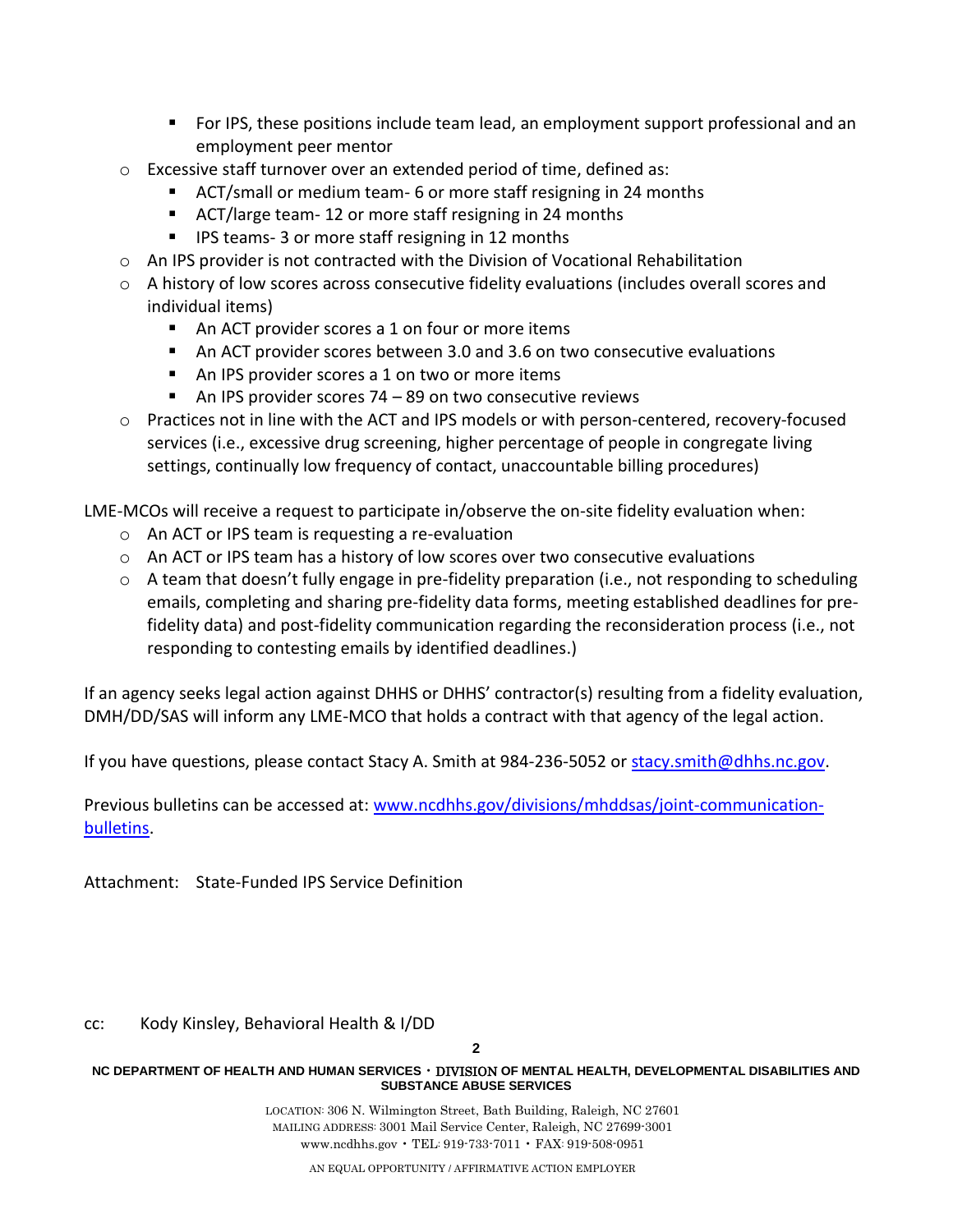- For IPS, these positions include team lead, an employment support professional and an employment peer mentor
    - Excessive staff turnover over an extended period of time, defined as:
        - ACT/small or medium team- 6 or more staff resigning in 24 months
        - ACT/large team- 12 or more staff resigning in 24 months
        - IPS teams- 3 or more staff resigning in 12 months
    - An IPS provider is not contracted with the Division of Vocational Rehabilitation
    - A history of low scores across consecutive fidelity evaluations (includes overall scores and individual items)
        - An ACT provider scores a 1 on four or more items
        - An ACT provider scores between 3.0 and 3.6 on two consecutive evaluations
        - An IPS provider scores a 1 on two or more items
        - An IPS provider scores 74 – 89 on two consecutive reviews
    - Practices not in line with the ACT and IPS models or with person-centered, recovery-focused services (i.e., excessive drug screening, higher percentage of people in congregate living settings, continually low frequency of contact, unaccountable billing procedures)

LME-MCOs will receive a request to participate in/observe the on-site fidelity evaluation when:

- An ACT or IPS team is requesting a re-evaluation
- An ACT or IPS team has a history of low scores over two consecutive evaluations
- A team that doesn't fully engage in pre-fidelity preparation (i.e., not responding to scheduling emails, completing and sharing pre-fidelity data forms, meeting established deadlines for pre-fidelity data) and post-fidelity communication regarding the reconsideration process (i.e., not responding to contesting emails by identified deadlines.)

If an agency seeks legal action against DHHS or DHHS' contractor(s) resulting from a fidelity evaluation, DMH/DD/SAS will inform any LME-MCO that holds a contract with that agency of the legal action.

If you have questions, please contact Stacy A. Smith at 984-236-5052 or stacy.smith@dhhs.nc.gov.

Previous bulletins can be accessed at: www.ncdhhs.gov/divisions/mhddsas/joint-communication-bulletins.

Attachment: State-Funded IPS Service Definition

cc: Kody Kinsley, Behavioral Health & I/DD

**NC DEPARTMENT OF HEALTH AND HUMAN SERVICES • DIVISION OF MENTAL HEALTH, DEVELOPMENTAL DISABILITIES AND SUBSTANCE ABUSE SERVICES**

LOCATION: 306 N. Wilmington Street, Bath Building, Raleigh, NC 27601
MAILING ADDRESS: 3001 Mail Service Center, Raleigh, NC 27699-3001
www.ncdhhs.gov • TEL: 919-733-7011 • FAX: 919-508-0951

AN EQUAL OPPORTUNITY / AFFIRMATIVE ACTION EMPLOYER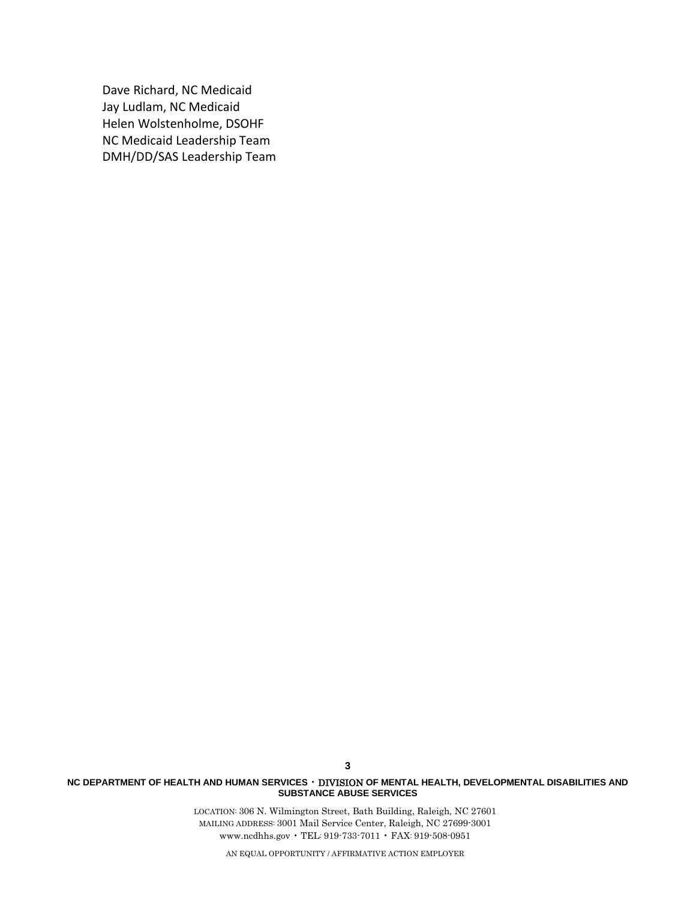Dave Richard, NC Medicaid
Jay Ludlam, NC Medicaid
Helen Wolstenholme, DSOHF
NC Medicaid Leadership Team
DMH/DD/SAS Leadership Team